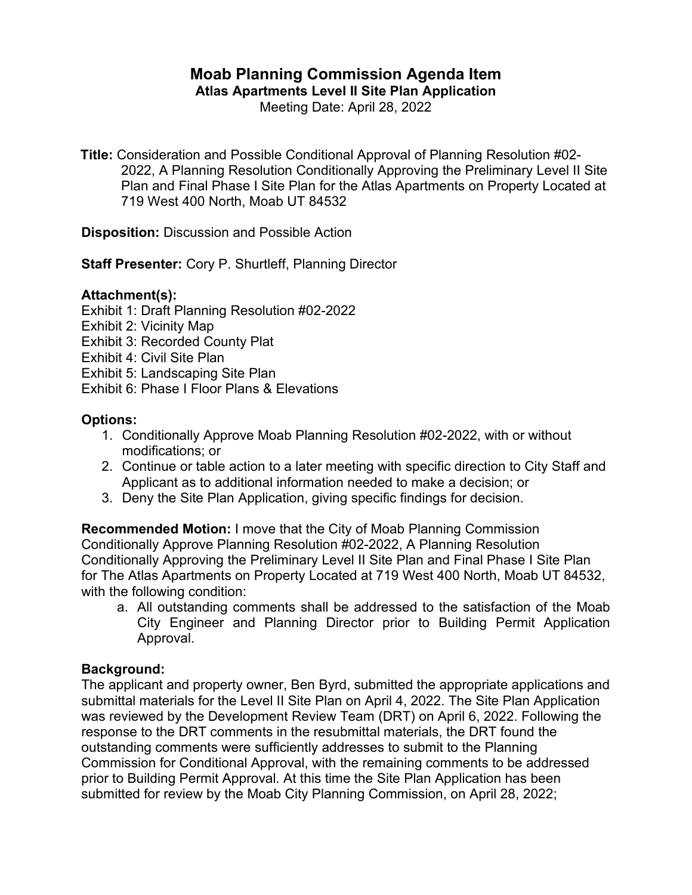# Moab Planning Commission Agenda Item

## Atlas Apartments Level II Site Plan Application

Meeting Date: April 28, 2022

**Title:** Consideration and Possible Conditional Approval of Planning Resolution #02-2022, A Planning Resolution Conditionally Approving the Preliminary Level II Site Plan and Final Phase I Site Plan for the Atlas Apartments on Property Located at 719 West 400 North, Moab UT 84532

**Disposition:** Discussion and Possible Action

**Staff Presenter:** Cory P. Shurtleff, Planning Director

**Attachment(s):**

Exhibit 1: Draft Planning Resolution #02-2022
Exhibit 2: Vicinity Map
Exhibit 3: Recorded County Plat
Exhibit 4: Civil Site Plan
Exhibit 5: Landscaping Site Plan
Exhibit 6: Phase I Floor Plans & Elevations

**Options:**

1. Conditionally Approve Moab Planning Resolution #02-2022, with or without modifications; or
2. Continue or table action to a later meeting with specific direction to City Staff and Applicant as to additional information needed to make a decision; or
3. Deny the Site Plan Application, giving specific findings for decision.

**Recommended Motion:** I move that the City of Moab Planning Commission Conditionally Approve Planning Resolution #02-2022, A Planning Resolution Conditionally Approving the Preliminary Level II Site Plan and Final Phase I Site Plan for The Atlas Apartments on Property Located at 719 West 400 North, Moab UT 84532, with the following condition:

a. All outstanding comments shall be addressed to the satisfaction of the Moab City Engineer and Planning Director prior to Building Permit Application Approval.

**Background:**

The applicant and property owner, Ben Byrd, submitted the appropriate applications and submittal materials for the Level II Site Plan on April 4, 2022. The Site Plan Application was reviewed by the Development Review Team (DRT) on April 6, 2022. Following the response to the DRT comments in the resubmittal materials, the DRT found the outstanding comments were sufficiently addresses to submit to the Planning Commission for Conditional Approval, with the remaining comments to be addressed prior to Building Permit Approval. At this time the Site Plan Application has been submitted for review by the Moab City Planning Commission, on April 28, 2022;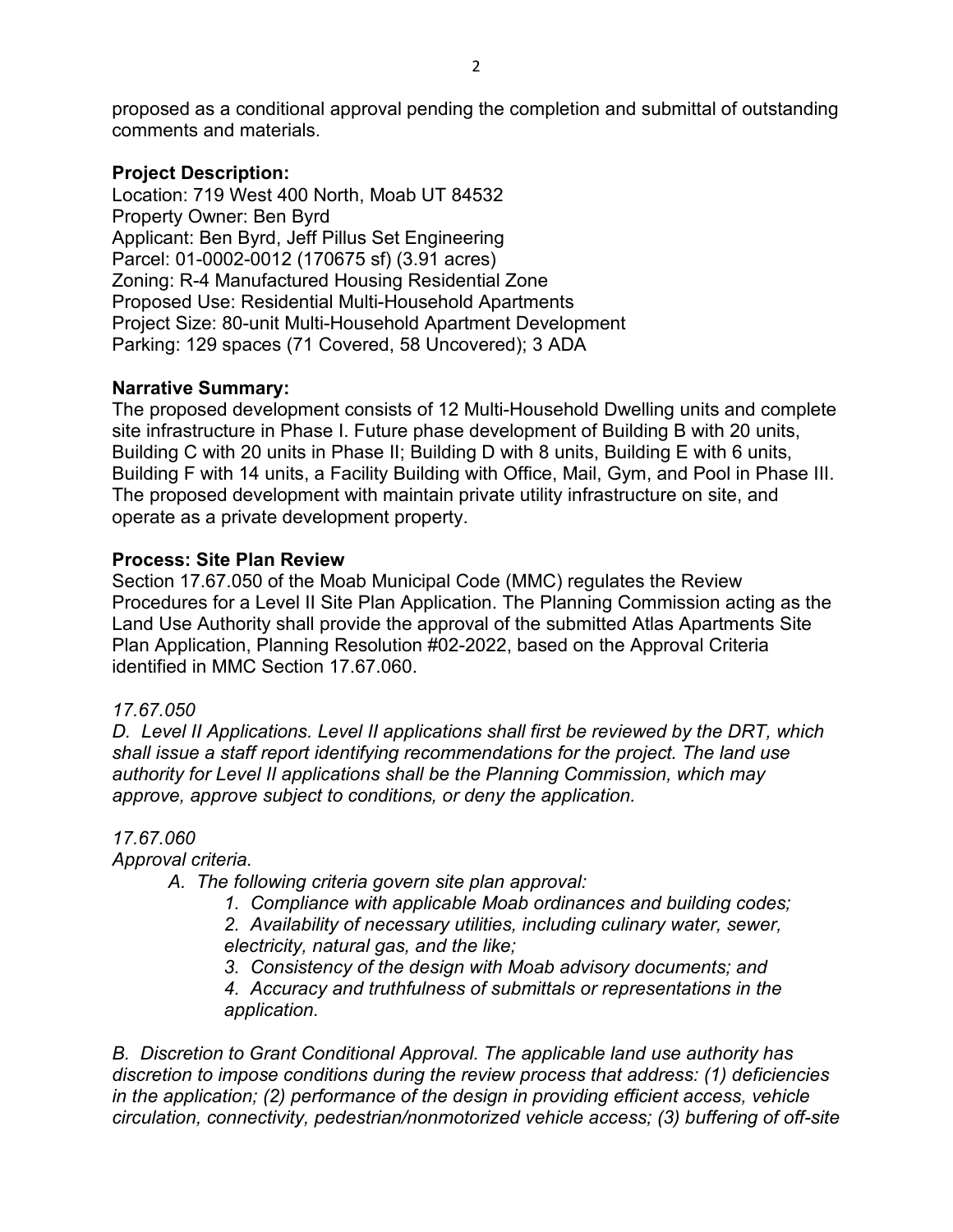proposed as a conditional approval pending the completion and submittal of outstanding comments and materials.

**Project Description:**
Location: 719 West 400 North, Moab UT 84532
Property Owner: Ben Byrd
Applicant: Ben Byrd, Jeff Pillus Set Engineering
Parcel: 01-0002-0012 (170675 sf) (3.91 acres)
Zoning: R-4 Manufactured Housing Residential Zone
Proposed Use: Residential Multi-Household Apartments
Project Size: 80-unit Multi-Household Apartment Development
Parking: 129 spaces (71 Covered, 58 Uncovered); 3 ADA

**Narrative Summary:**
The proposed development consists of 12 Multi-Household Dwelling units and complete site infrastructure in Phase I. Future phase development of Building B with 20 units, Building C with 20 units in Phase II; Building D with 8 units, Building E with 6 units, Building F with 14 units, a Facility Building with Office, Mail, Gym, and Pool in Phase III. The proposed development with maintain private utility infrastructure on site, and operate as a private development property.

**Process: Site Plan Review**
Section 17.67.050 of the Moab Municipal Code (MMC) regulates the Review Procedures for a Level II Site Plan Application. The Planning Commission acting as the Land Use Authority shall provide the approval of the submitted Atlas Apartments Site Plan Application, Planning Resolution #02-2022, based on the Approval Criteria identified in MMC Section 17.67.060.

*17.67.050*
*D. Level II Applications. Level II applications shall first be reviewed by the DRT, which shall issue a staff report identifying recommendations for the project. The land use authority for Level II applications shall be the Planning Commission, which may approve, approve subject to conditions, or deny the application.*

*17.67.060*
*Approval criteria.*

*A. The following criteria govern site plan approval:*

*1. Compliance with applicable Moab ordinances and building codes;*
*2. Availability of necessary utilities, including culinary water, sewer, electricity, natural gas, and the like;*
*3. Consistency of the design with Moab advisory documents; and*
*4. Accuracy and truthfulness of submittals or representations in the application.*

*B. Discretion to Grant Conditional Approval. The applicable land use authority has discretion to impose conditions during the review process that address: (1) deficiencies in the application; (2) performance of the design in providing efficient access, vehicle circulation, connectivity, pedestrian/nonmotorized vehicle access; (3) buffering of off-site*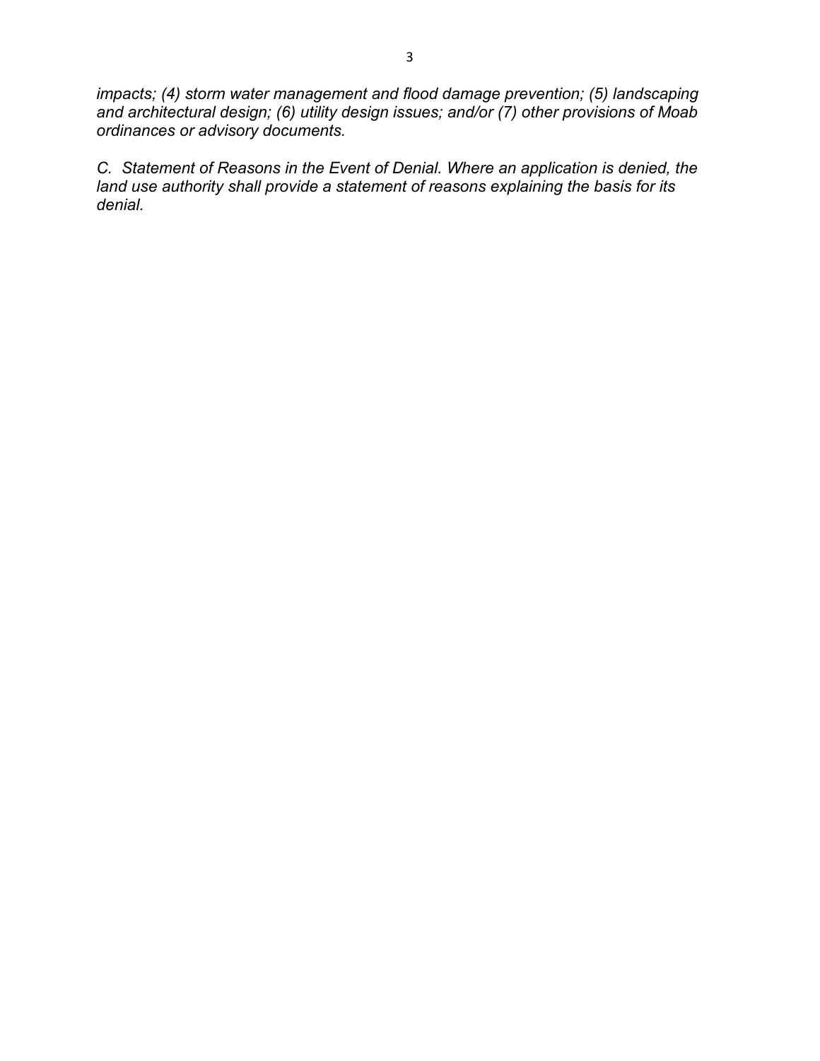*impacts; (4) storm water management and flood damage prevention; (5) landscaping and architectural design; (6) utility design issues; and/or (7) other provisions of Moab ordinances or advisory documents.*

*C. Statement of Reasons in the Event of Denial. Where an application is denied, the land use authority shall provide a statement of reasons explaining the basis for its denial.*